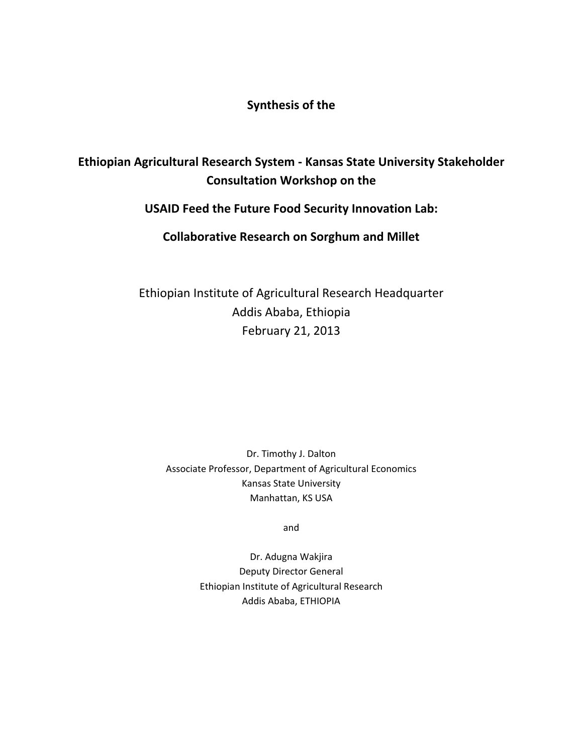# Synthesis of the

# Ethiopian Agricultural Research System - Kansas State University Stakeholder Consultation Workshop on the

# USAID Feed the Future Food Security Innovation Lab:

# Collaborative Research on Sorghum and Millet

Ethiopian Institute of Agricultural Research Headquarter
Addis Ababa, Ethiopia
February 21, 2013

Dr. Timothy J. Dalton
Associate Professor, Department of Agricultural Economics
Kansas State University
Manhattan, KS USA

and

Dr. Adugna Wakjira
Deputy Director General
Ethiopian Institute of Agricultural Research
Addis Ababa, ETHIOPIA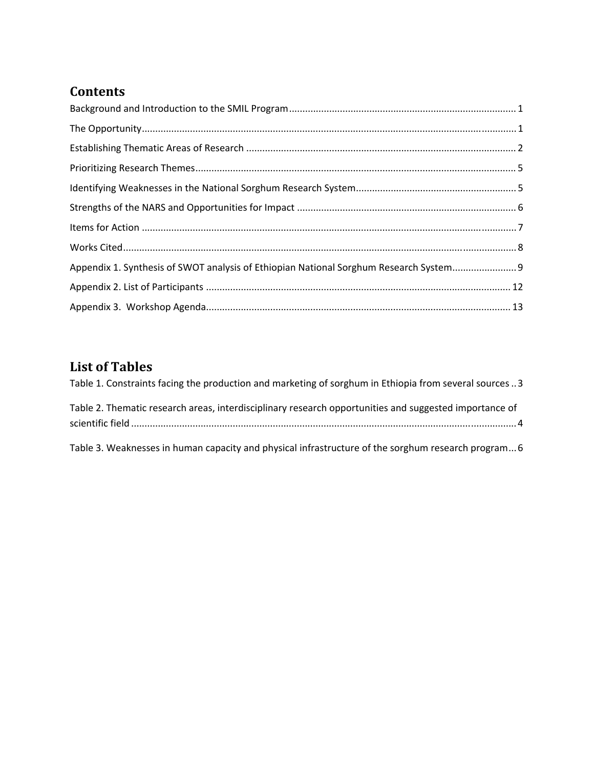## Contents

Background and Introduction to the SMIL Program ........................................................................................ 1

The Opportunity ........................................................................................................................................... 1

Establishing Thematic Areas of Research ..................................................................................................... 2

Prioritizing Research Themes ....................................................................................................................... 5

Identifying Weaknesses in the National Sorghum Research System ............................................................ 5

Strengths of the NARS and Opportunities for Impact .................................................................................. 6

Items for Action ............................................................................................................................................ 7

Works Cited ................................................................................................................................................... 8

Appendix 1. Synthesis of SWOT analysis of Ethiopian National Sorghum Research System ........................ 9

Appendix 2. List of Participants .................................................................................................................. 12

Appendix 3. Workshop Agenda .................................................................................................................. 13

## List of Tables

Table 1. Constraints facing the production and marketing of sorghum in Ethiopia from several sources .. 3

Table 2. Thematic research areas, interdisciplinary research opportunities and suggested importance of scientific field ................................................................................................................................................ 4

Table 3. Weaknesses in human capacity and physical infrastructure of the sorghum research program ... 6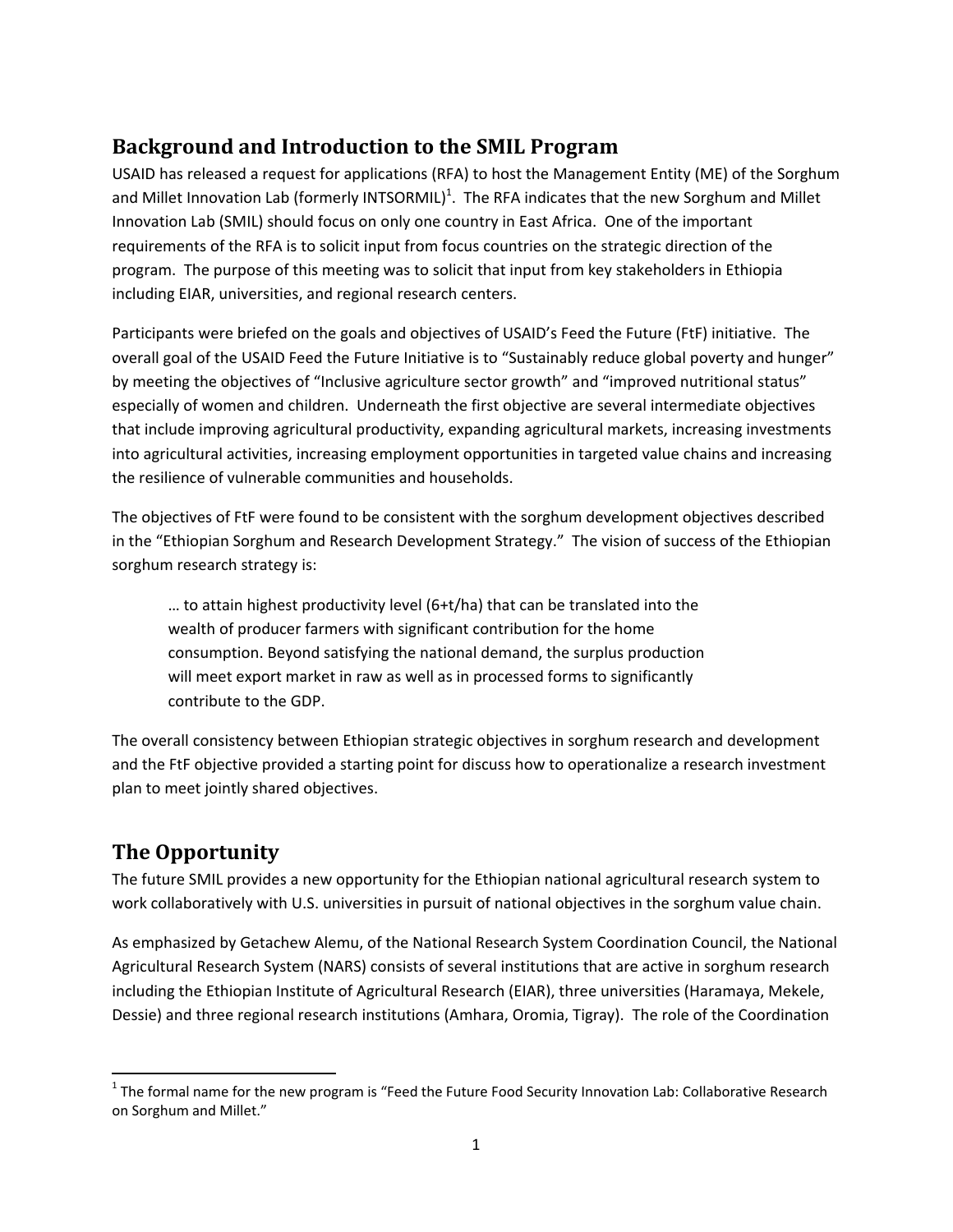## Background and Introduction to the SMIL Program

USAID has released a request for applications (RFA) to host the Management Entity (ME) of the Sorghum and Millet Innovation Lab (formerly INTSORMIL)[1]. The RFA indicates that the new Sorghum and Millet Innovation Lab (SMIL) should focus on only one country in East Africa. One of the important requirements of the RFA is to solicit input from focus countries on the strategic direction of the program. The purpose of this meeting was to solicit that input from key stakeholders in Ethiopia including EIAR, universities, and regional research centers.

Participants were briefed on the goals and objectives of USAID's Feed the Future (FtF) initiative. The overall goal of the USAID Feed the Future Initiative is to "Sustainably reduce global poverty and hunger" by meeting the objectives of "Inclusive agriculture sector growth" and "improved nutritional status" especially of women and children. Underneath the first objective are several intermediate objectives that include improving agricultural productivity, expanding agricultural markets, increasing investments into agricultural activities, increasing employment opportunities in targeted value chains and increasing the resilience of vulnerable communities and households.

The objectives of FtF were found to be consistent with the sorghum development objectives described in the "Ethiopian Sorghum and Research Development Strategy." The vision of success of the Ethiopian sorghum research strategy is:

> … to attain highest productivity level (6+t/ha) that can be translated into the wealth of producer farmers with significant contribution for the home consumption. Beyond satisfying the national demand, the surplus production will meet export market in raw as well as in processed forms to significantly contribute to the GDP.

The overall consistency between Ethiopian strategic objectives in sorghum research and development and the FtF objective provided a starting point for discuss how to operationalize a research investment plan to meet jointly shared objectives.

## The Opportunity

The future SMIL provides a new opportunity for the Ethiopian national agricultural research system to work collaboratively with U.S. universities in pursuit of national objectives in the sorghum value chain.

As emphasized by Getachew Alemu, of the National Research System Coordination Council, the National Agricultural Research System (NARS) consists of several institutions that are active in sorghum research including the Ethiopian Institute of Agricultural Research (EIAR), three universities (Haramaya, Mekele, Dessie) and three regional research institutions (Amhara, Oromia, Tigray). The role of the Coordination

[1] The formal name for the new program is "Feed the Future Food Security Innovation Lab: Collaborative Research on Sorghum and Millet."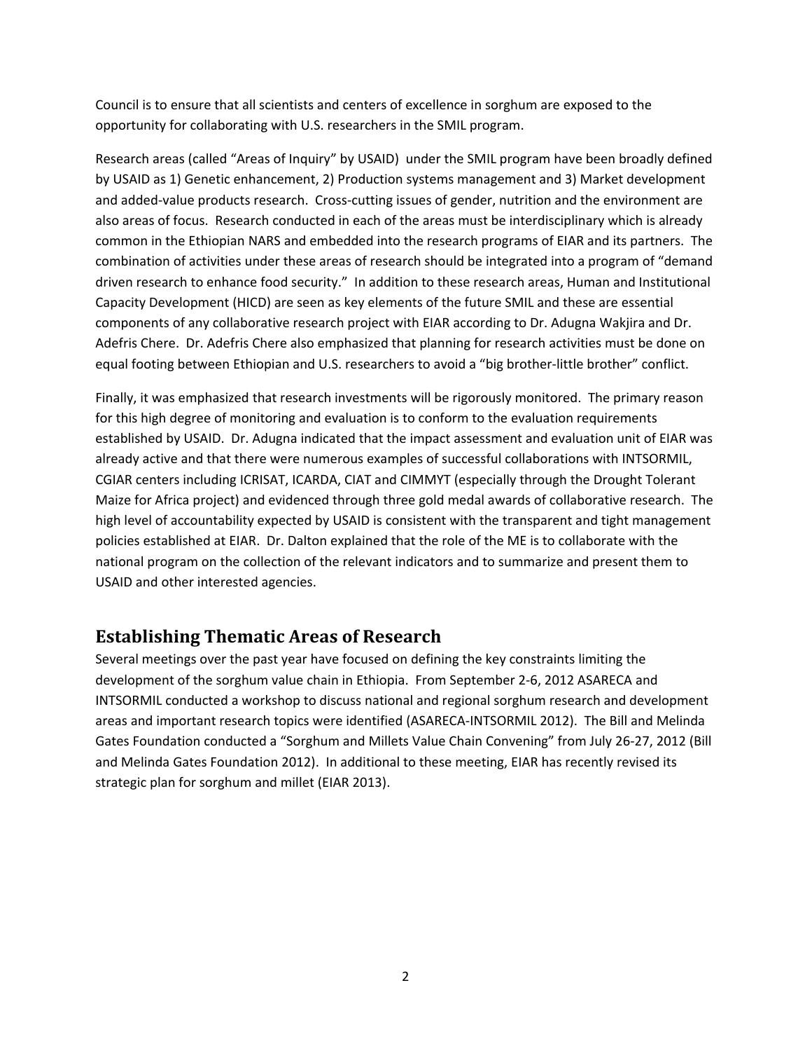Council is to ensure that all scientists and centers of excellence in sorghum are exposed to the opportunity for collaborating with U.S. researchers in the SMIL program.

Research areas (called "Areas of Inquiry" by USAID) under the SMIL program have been broadly defined by USAID as 1) Genetic enhancement, 2) Production systems management and 3) Market development and added-value products research. Cross-cutting issues of gender, nutrition and the environment are also areas of focus. Research conducted in each of the areas must be interdisciplinary which is already common in the Ethiopian NARS and embedded into the research programs of EIAR and its partners. The combination of activities under these areas of research should be integrated into a program of "demand driven research to enhance food security." In addition to these research areas, Human and Institutional Capacity Development (HICD) are seen as key elements of the future SMIL and these are essential components of any collaborative research project with EIAR according to Dr. Adugna Wakjira and Dr. Adefris Chere. Dr. Adefris Chere also emphasized that planning for research activities must be done on equal footing between Ethiopian and U.S. researchers to avoid a "big brother-little brother" conflict.

Finally, it was emphasized that research investments will be rigorously monitored. The primary reason for this high degree of monitoring and evaluation is to conform to the evaluation requirements established by USAID. Dr. Adugna indicated that the impact assessment and evaluation unit of EIAR was already active and that there were numerous examples of successful collaborations with INTSORMIL, CGIAR centers including ICRISAT, ICARDA, CIAT and CIMMYT (especially through the Drought Tolerant Maize for Africa project) and evidenced through three gold medal awards of collaborative research. The high level of accountability expected by USAID is consistent with the transparent and tight management policies established at EIAR. Dr. Dalton explained that the role of the ME is to collaborate with the national program on the collection of the relevant indicators and to summarize and present them to USAID and other interested agencies.

## Establishing Thematic Areas of Research

Several meetings over the past year have focused on defining the key constraints limiting the development of the sorghum value chain in Ethiopia. From September 2-6, 2012 ASARECA and INTSORMIL conducted a workshop to discuss national and regional sorghum research and development areas and important research topics were identified (ASARECA-INTSORMIL 2012). The Bill and Melinda Gates Foundation conducted a "Sorghum and Millets Value Chain Convening" from July 26-27, 2012 (Bill and Melinda Gates Foundation 2012). In additional to these meeting, EIAR has recently revised its strategic plan for sorghum and millet (EIAR 2013).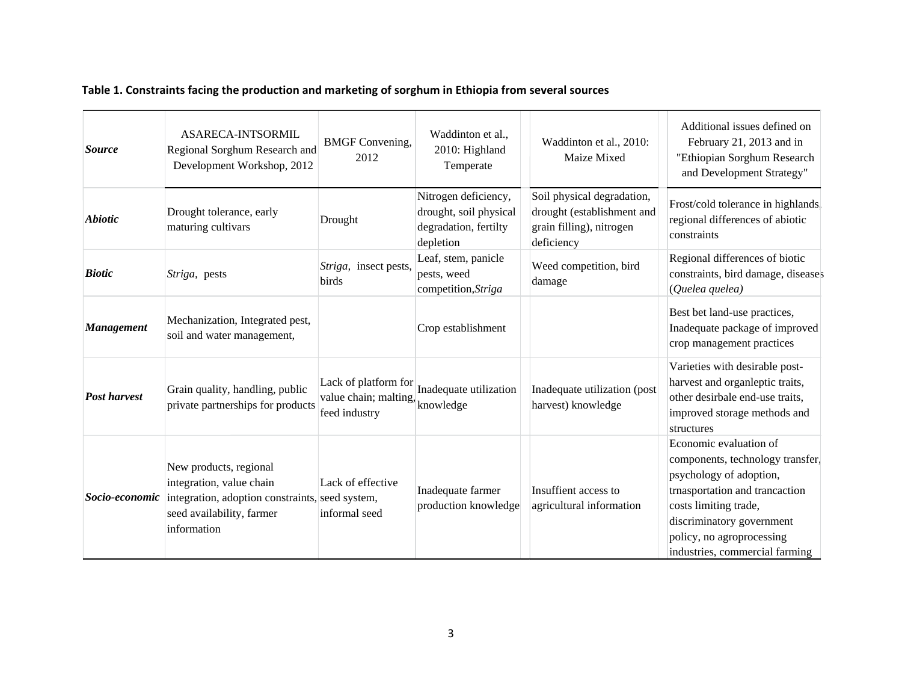**Table 1. Constraints facing the production and marketing of sorghum in Ethiopia from several sources**

| *Source* | ASARECA-INTSORMIL Regional Sorghum Research and Development Workshop, 2012 | BMGF Convening, 2012 | Waddinton et al., 2010: Highland Temperate | Waddinton et al., 2010: Maize Mixed | Additional issues defined on February 21, 2013 and in "Ethiopian Sorghum Research and Development Strategy" |
|---|---|---|---|---|---|
| *Abiotic* | Drought tolerance, early maturing cultivars | Drought | Nitrogen deficiency, drought, soil physical degradation, fertilty depletion | Soil physical degradation, drought (establishment and grain filling), nitrogen deficiency | Frost/cold tolerance in highlands, regional differences of abiotic constraints |
| *Biotic* | *Striga*, pests | *Striga*, insect pests, birds | Leaf, stem, panicle pests, weed competition, *Striga* | Weed competition, bird damage | Regional differences of biotic constraints, bird damage, diseases (*Quelea quelea)* |
| *Management* | Mechanization, Integrated pest, soil and water management, | | Crop establishment | | Best bet land-use practices, Inadequate package of improved crop management practices |
| *Post harvest* | Grain quality, handling, public private partnerships for products | Lack of platform for value chain; malting, feed industry | Inadequate utilization knowledge | Inadequate utilization (post harvest) knowledge | Varieties with desirable post-harvest and organleptic traits, other desirbale end-use traits, improved storage methods and structures |
| *Socio-economic* | New products, regional integration, value chain integration, adoption constraints, seed availability, farmer information | Lack of effective seed system, informal seed | Inadequate farmer production knowledge | Insuffient access to agricultural information | Economic evaluation of components, technology transfer, psychology of adoption, trnasportation and trancaction costs limiting trade, discriminatory government policy, no agroprocessing industries, commercial farming |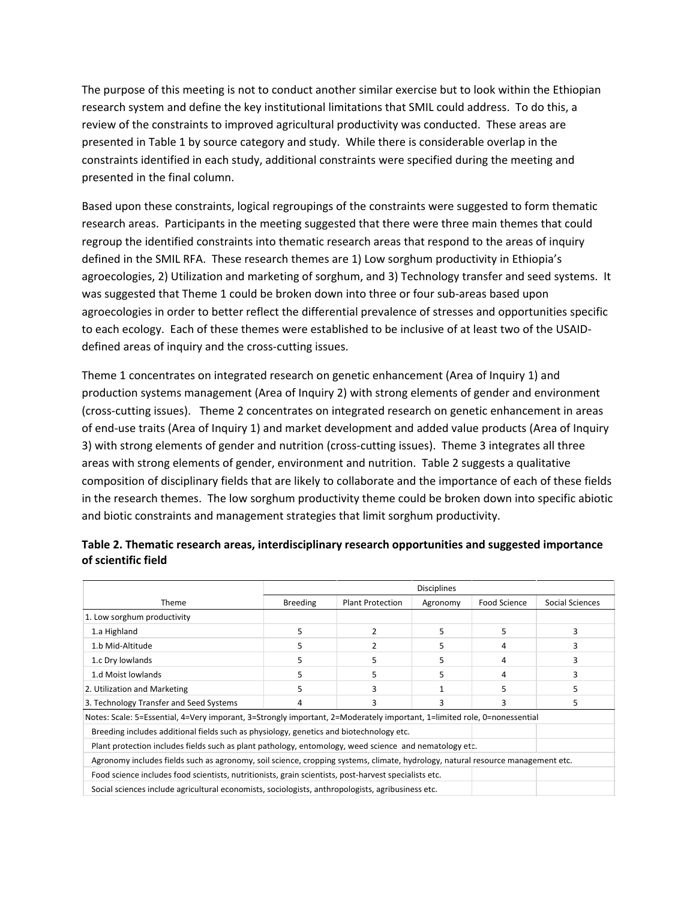The purpose of this meeting is not to conduct another similar exercise but to look within the Ethiopian research system and define the key institutional limitations that SMIL could address. To do this, a review of the constraints to improved agricultural productivity was conducted. These areas are presented in Table 1 by source category and study. While there is considerable overlap in the constraints identified in each study, additional constraints were specified during the meeting and presented in the final column.

Based upon these constraints, logical regroupings of the constraints were suggested to form thematic research areas. Participants in the meeting suggested that there were three main themes that could regroup the identified constraints into thematic research areas that respond to the areas of inquiry defined in the SMIL RFA. These research themes are 1) Low sorghum productivity in Ethiopia's agroecologies, 2) Utilization and marketing of sorghum, and 3) Technology transfer and seed systems. It was suggested that Theme 1 could be broken down into three or four sub-areas based upon agroecologies in order to better reflect the differential prevalence of stresses and opportunities specific to each ecology. Each of these themes were established to be inclusive of at least two of the USAID-defined areas of inquiry and the cross-cutting issues.

Theme 1 concentrates on integrated research on genetic enhancement (Area of Inquiry 1) and production systems management (Area of Inquiry 2) with strong elements of gender and environment (cross-cutting issues). Theme 2 concentrates on integrated research on genetic enhancement in areas of end-use traits (Area of Inquiry 1) and market development and added value products (Area of Inquiry 3) with strong elements of gender and nutrition (cross-cutting issues). Theme 3 integrates all three areas with strong elements of gender, environment and nutrition. Table 2 suggests a qualitative composition of disciplinary fields that are likely to collaborate and the importance of each of these fields in the research themes. The low sorghum productivity theme could be broken down into specific abiotic and biotic constraints and management strategies that limit sorghum productivity.

**Table 2. Thematic research areas, interdisciplinary research opportunities and suggested importance of scientific field**

| | Disciplines | | | | |
|---|---|---|---|---|---|
| Theme | Breeding | Plant Protection | Agronomy | Food Science | Social Sciences |
| 1. Low sorghum productivity | | | | | |
| 1.a Highland | 5 | 2 | 5 | 5 | 3 |
| 1.b Mid-Altitude | 5 | 2 | 5 | 4 | 3 |
| 1.c Dry lowlands | 5 | 5 | 5 | 4 | 3 |
| 1.d Moist lowlands | 5 | 5 | 5 | 4 | 3 |
| 2. Utilization and Marketing | 5 | 3 | 1 | 5 | 5 |
| 3. Technology Transfer and Seed Systems | 4 | 3 | 3 | 3 | 5 |

Notes: Scale: 5=Essential, 4=Very imporant, 3=Strongly important, 2=Moderately important, 1=limited role, 0=nonessential

Breeding includes additional fields such as physiology, genetics and biotechnology etc.

Plant protection includes fields such as plant pathology, entomology, weed science and nematology etc.

Agronomy includes fields such as agronomy, soil science, cropping systems, climate, hydrology, natural resource management etc.

Food science includes food scientists, nutritionists, grain scientists, post-harvest specialists etc.

Social sciences include agricultural economists, sociologists, anthropologists, agribusiness etc.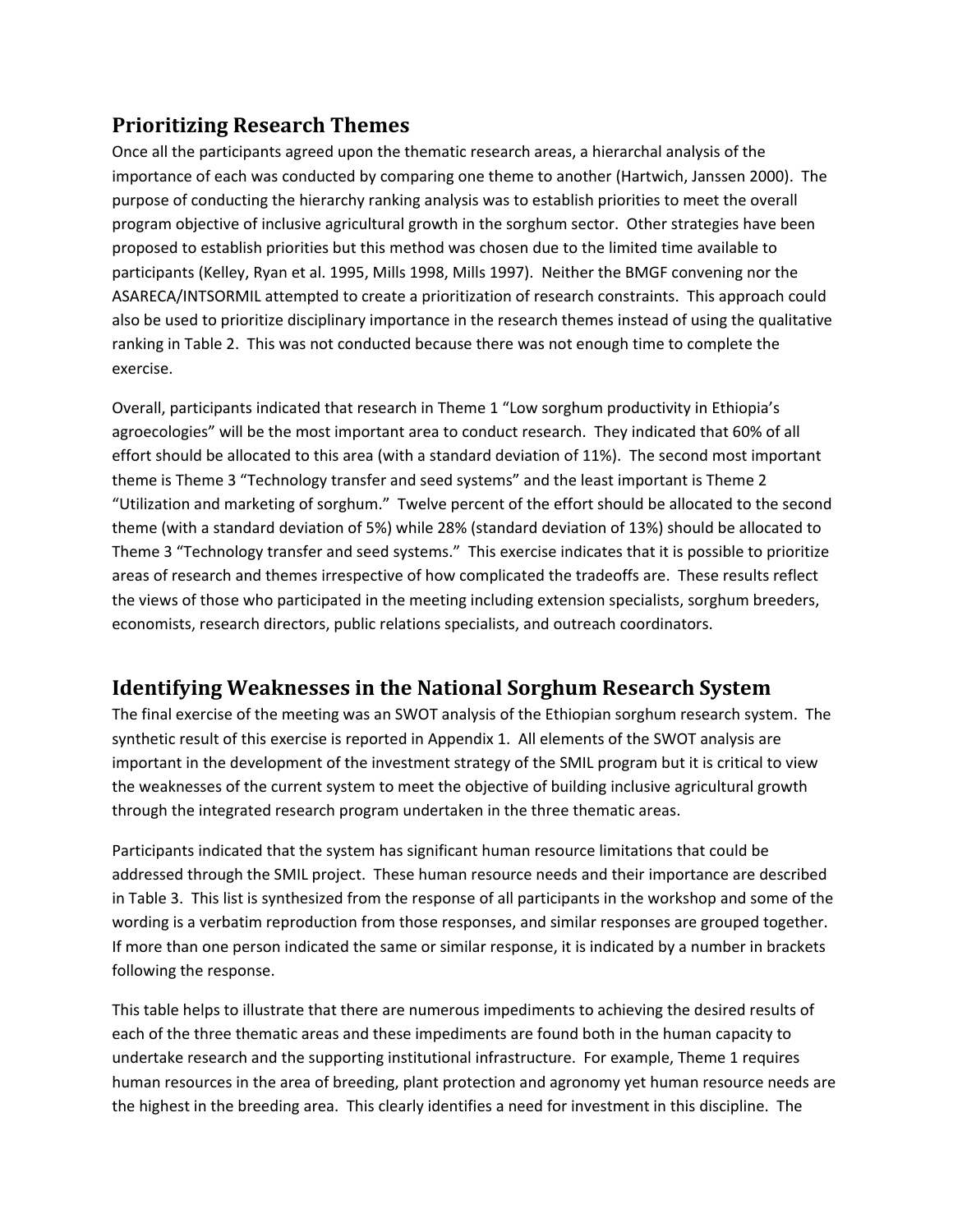## Prioritizing Research Themes

Once all the participants agreed upon the thematic research areas, a hierarchal analysis of the importance of each was conducted by comparing one theme to another (Hartwich, Janssen 2000). The purpose of conducting the hierarchy ranking analysis was to establish priorities to meet the overall program objective of inclusive agricultural growth in the sorghum sector. Other strategies have been proposed to establish priorities but this method was chosen due to the limited time available to participants (Kelley, Ryan et al. 1995, Mills 1998, Mills 1997). Neither the BMGF convening nor the ASARECA/INTSORMIL attempted to create a prioritization of research constraints. This approach could also be used to prioritize disciplinary importance in the research themes instead of using the qualitative ranking in Table 2. This was not conducted because there was not enough time to complete the exercise.

Overall, participants indicated that research in Theme 1 "Low sorghum productivity in Ethiopia's agroecologies" will be the most important area to conduct research. They indicated that 60% of all effort should be allocated to this area (with a standard deviation of 11%). The second most important theme is Theme 3 "Technology transfer and seed systems" and the least important is Theme 2 "Utilization and marketing of sorghum." Twelve percent of the effort should be allocated to the second theme (with a standard deviation of 5%) while 28% (standard deviation of 13%) should be allocated to Theme 3 "Technology transfer and seed systems." This exercise indicates that it is possible to prioritize areas of research and themes irrespective of how complicated the tradeoffs are. These results reflect the views of those who participated in the meeting including extension specialists, sorghum breeders, economists, research directors, public relations specialists, and outreach coordinators.

## Identifying Weaknesses in the National Sorghum Research System

The final exercise of the meeting was an SWOT analysis of the Ethiopian sorghum research system. The synthetic result of this exercise is reported in Appendix 1. All elements of the SWOT analysis are important in the development of the investment strategy of the SMIL program but it is critical to view the weaknesses of the current system to meet the objective of building inclusive agricultural growth through the integrated research program undertaken in the three thematic areas.

Participants indicated that the system has significant human resource limitations that could be addressed through the SMIL project. These human resource needs and their importance are described in Table 3. This list is synthesized from the response of all participants in the workshop and some of the wording is a verbatim reproduction from those responses, and similar responses are grouped together. If more than one person indicated the same or similar response, it is indicated by a number in brackets following the response.

This table helps to illustrate that there are numerous impediments to achieving the desired results of each of the three thematic areas and these impediments are found both in the human capacity to undertake research and the supporting institutional infrastructure. For example, Theme 1 requires human resources in the area of breeding, plant protection and agronomy yet human resource needs are the highest in the breeding area. This clearly identifies a need for investment in this discipline. The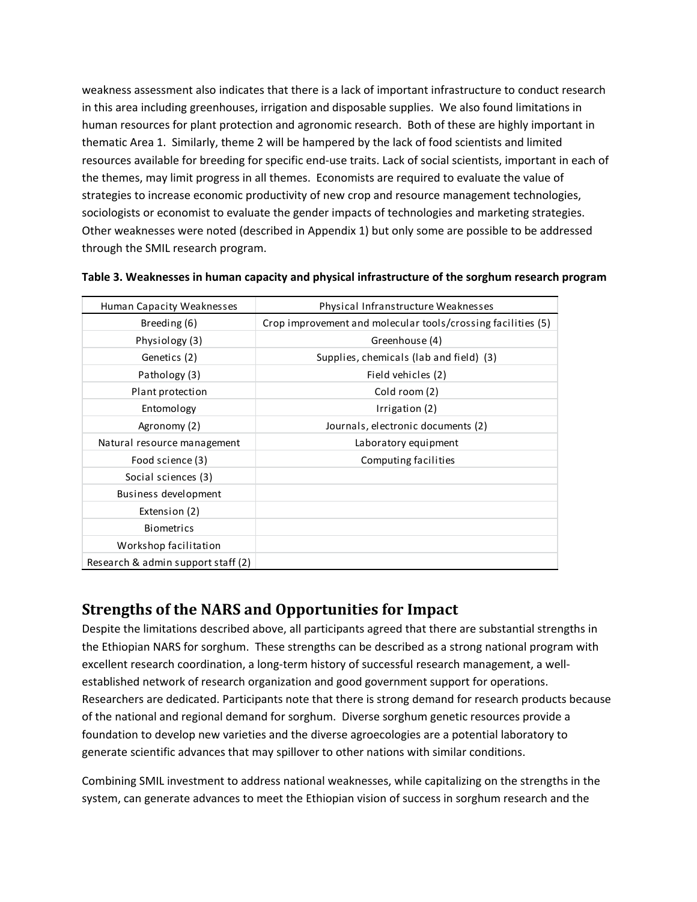weakness assessment also indicates that there is a lack of important infrastructure to conduct research in this area including greenhouses, irrigation and disposable supplies. We also found limitations in human resources for plant protection and agronomic research. Both of these are highly important in thematic Area 1. Similarly, theme 2 will be hampered by the lack of food scientists and limited resources available for breeding for specific end-use traits. Lack of social scientists, important in each of the themes, may limit progress in all themes. Economists are required to evaluate the value of strategies to increase economic productivity of new crop and resource management technologies, sociologists or economist to evaluate the gender impacts of technologies and marketing strategies. Other weaknesses were noted (described in Appendix 1) but only some are possible to be addressed through the SMIL research program.

**Table 3. Weaknesses in human capacity and physical infrastructure of the sorghum research program**

| Human Capacity Weaknesses | Physical Infranstructure Weaknesses |
|---|---|
| Breeding (6) | Crop improvement and molecular tools/crossing facilities (5) |
| Physiology (3) | Greenhouse (4) |
| Genetics (2) | Supplies, chemicals (lab and field) (3) |
| Pathology (3) | Field vehicles (2) |
| Plant protection | Cold room (2) |
| Entomology | Irrigation (2) |
| Agronomy (2) | Journals, electronic documents (2) |
| Natural resource management | Laboratory equipment |
| Food science (3) | Computing facilities |
| Social sciences (3) | |
| Business development | |
| Extension (2) | |
| Biometrics | |
| Workshop facilitation | |
| Research & admin support staff (2) | |

## Strengths of the NARS and Opportunities for Impact

Despite the limitations described above, all participants agreed that there are substantial strengths in the Ethiopian NARS for sorghum. These strengths can be described as a strong national program with excellent research coordination, a long-term history of successful research management, a well-established network of research organization and good government support for operations. Researchers are dedicated. Participants note that there is strong demand for research products because of the national and regional demand for sorghum. Diverse sorghum genetic resources provide a foundation to develop new varieties and the diverse agroecologies are a potential laboratory to generate scientific advances that may spillover to other nations with similar conditions.

Combining SMIL investment to address national weaknesses, while capitalizing on the strengths in the system, can generate advances to meet the Ethiopian vision of success in sorghum research and the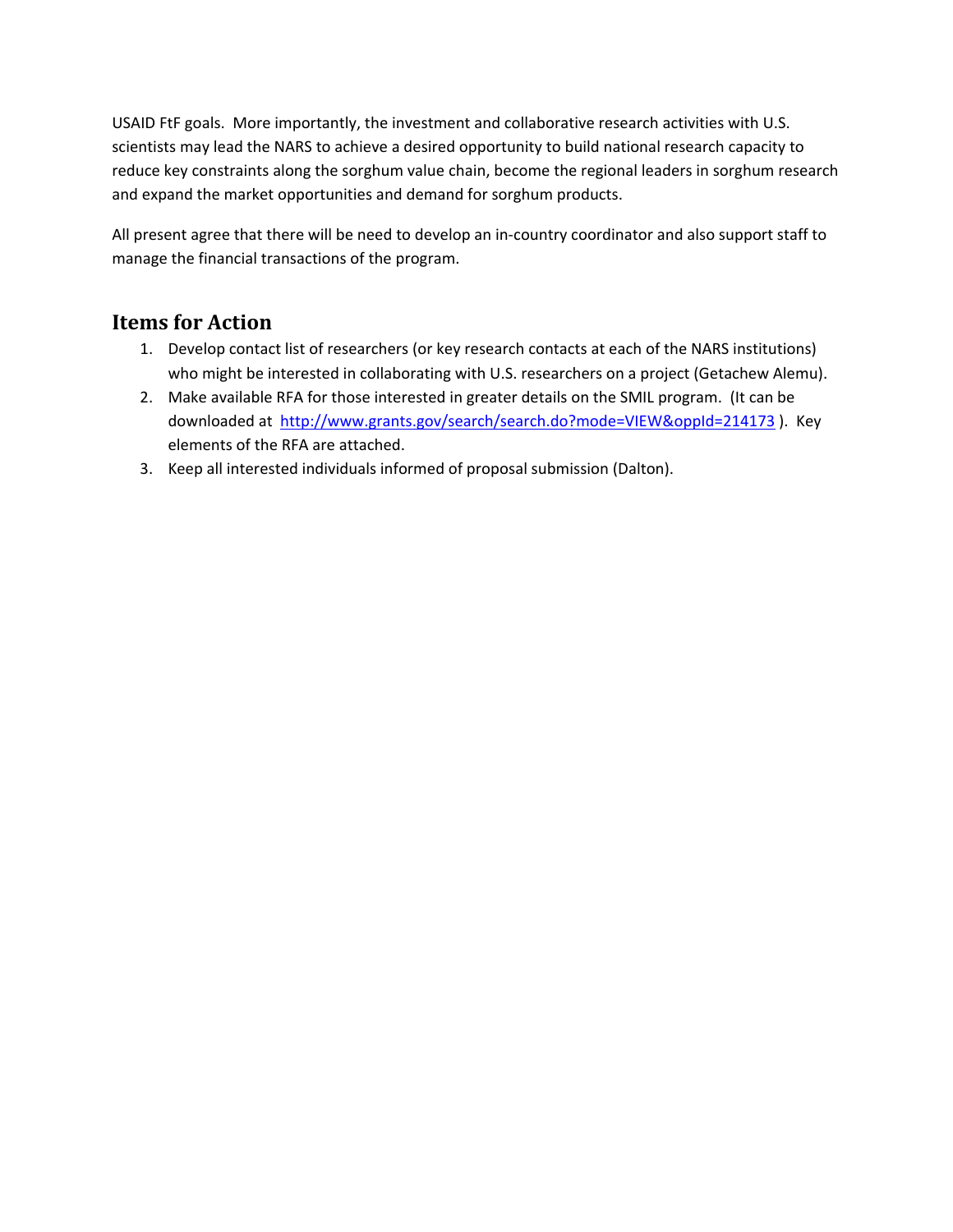USAID FtF goals. More importantly, the investment and collaborative research activities with U.S. scientists may lead the NARS to achieve a desired opportunity to build national research capacity to reduce key constraints along the sorghum value chain, become the regional leaders in sorghum research and expand the market opportunities and demand for sorghum products.

All present agree that there will be need to develop an in-country coordinator and also support staff to manage the financial transactions of the program.

## Items for Action

1. Develop contact list of researchers (or key research contacts at each of the NARS institutions) who might be interested in collaborating with U.S. researchers on a project (Getachew Alemu).
2. Make available RFA for those interested in greater details on the SMIL program. (It can be downloaded at http://www.grants.gov/search/search.do?mode=VIEW&oppId=214173 ). Key elements of the RFA are attached.
3. Keep all interested individuals informed of proposal submission (Dalton).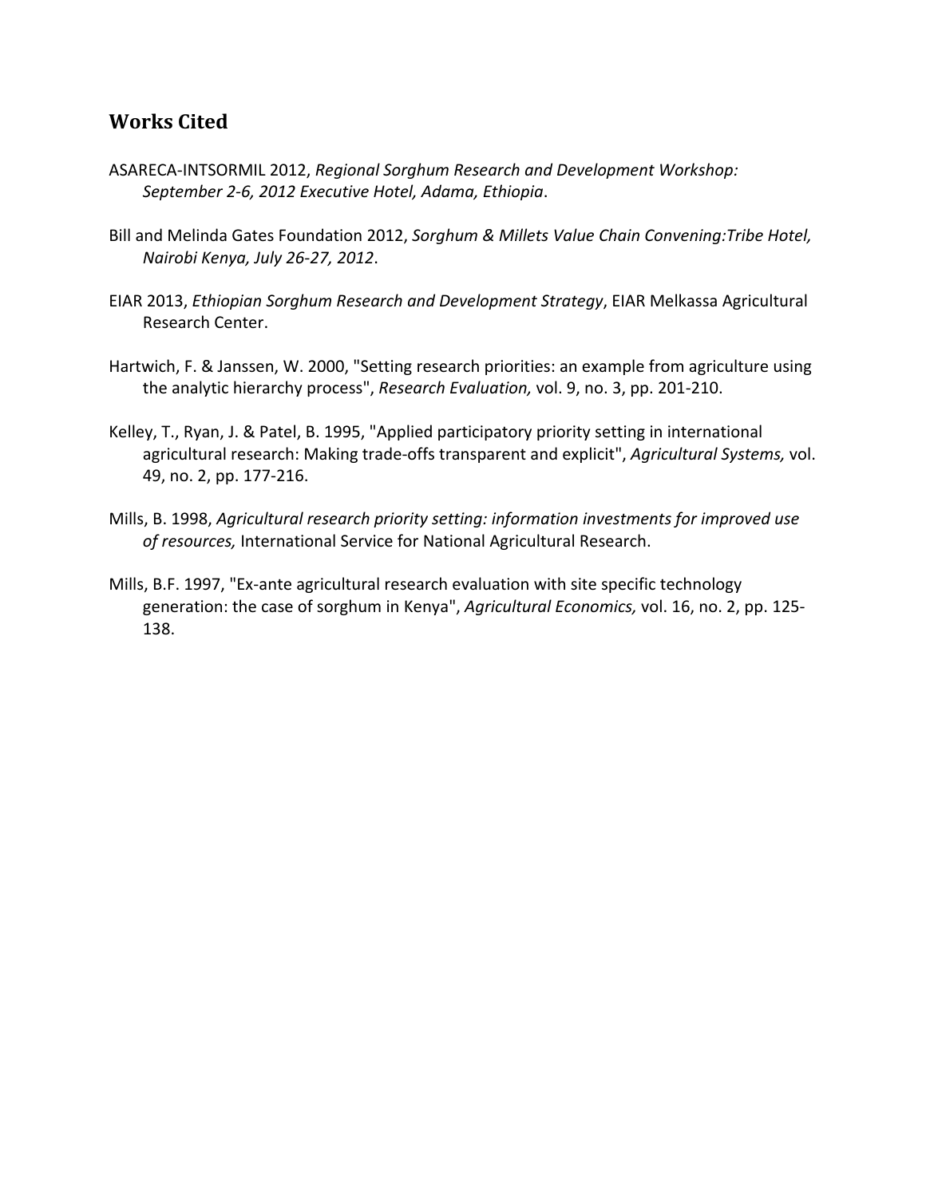## Works Cited

ASARECA-INTSORMIL 2012, *Regional Sorghum Research and Development Workshop: September 2-6, 2012 Executive Hotel, Adama, Ethiopia*.

Bill and Melinda Gates Foundation 2012, *Sorghum & Millets Value Chain Convening:Tribe Hotel, Nairobi Kenya, July 26-27, 2012*.

EIAR 2013, *Ethiopian Sorghum Research and Development Strategy*, EIAR Melkassa Agricultural Research Center.

Hartwich, F. & Janssen, W. 2000, "Setting research priorities: an example from agriculture using the analytic hierarchy process", *Research Evaluation,* vol. 9, no. 3, pp. 201-210.

Kelley, T., Ryan, J. & Patel, B. 1995, "Applied participatory priority setting in international agricultural research: Making trade-offs transparent and explicit", *Agricultural Systems,* vol. 49, no. 2, pp. 177-216.

Mills, B. 1998, *Agricultural research priority setting: information investments for improved use of resources,* International Service for National Agricultural Research.

Mills, B.F. 1997, "Ex-ante agricultural research evaluation with site specific technology generation: the case of sorghum in Kenya", *Agricultural Economics,* vol. 16, no. 2, pp. 125-138.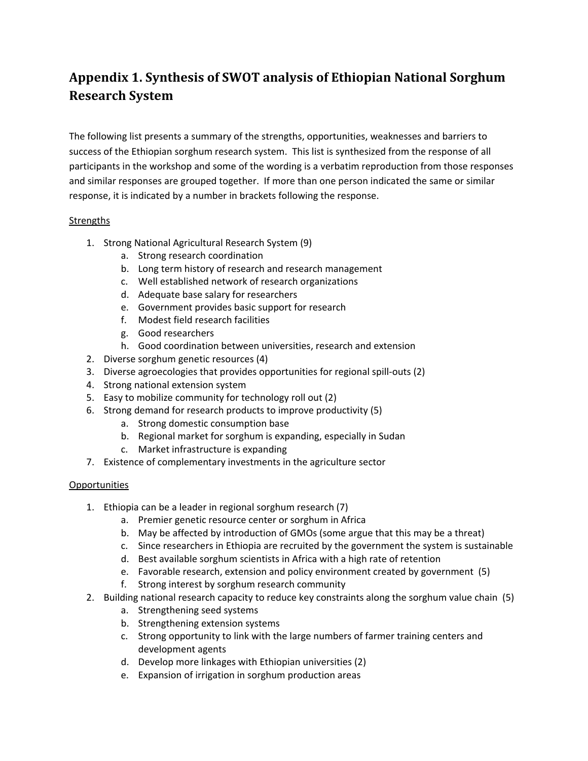## Appendix 1. Synthesis of SWOT analysis of Ethiopian National Sorghum Research System

The following list presents a summary of the strengths, opportunities, weaknesses and barriers to success of the Ethiopian sorghum research system. This list is synthesized from the response of all participants in the workshop and some of the wording is a verbatim reproduction from those responses and similar responses are grouped together. If more than one person indicated the same or similar response, it is indicated by a number in brackets following the response.

<u>Strengths</u>

1. Strong National Agricultural Research System (9)
    a. Strong research coordination
    b. Long term history of research and research management
    c. Well established network of research organizations
    d. Adequate base salary for researchers
    e. Government provides basic support for research
    f. Modest field research facilities
    g. Good researchers
    h. Good coordination between universities, research and extension
2. Diverse sorghum genetic resources (4)
3. Diverse agroecologies that provides opportunities for regional spill-outs (2)
4. Strong national extension system
5. Easy to mobilize community for technology roll out (2)
6. Strong demand for research products to improve productivity (5)
    a. Strong domestic consumption base
    b. Regional market for sorghum is expanding, especially in Sudan
    c. Market infrastructure is expanding
7. Existence of complementary investments in the agriculture sector

<u>Opportunities</u>

1. Ethiopia can be a leader in regional sorghum research (7)
    a. Premier genetic resource center or sorghum in Africa
    b. May be affected by introduction of GMOs (some argue that this may be a threat)
    c. Since researchers in Ethiopia are recruited by the government the system is sustainable
    d. Best available sorghum scientists in Africa with a high rate of retention
    e. Favorable research, extension and policy environment created by government (5)
    f. Strong interest by sorghum research community
2. Building national research capacity to reduce key constraints along the sorghum value chain (5)
    a. Strengthening seed systems
    b. Strengthening extension systems
    c. Strong opportunity to link with the large numbers of farmer training centers and development agents
    d. Develop more linkages with Ethiopian universities (2)
    e. Expansion of irrigation in sorghum production areas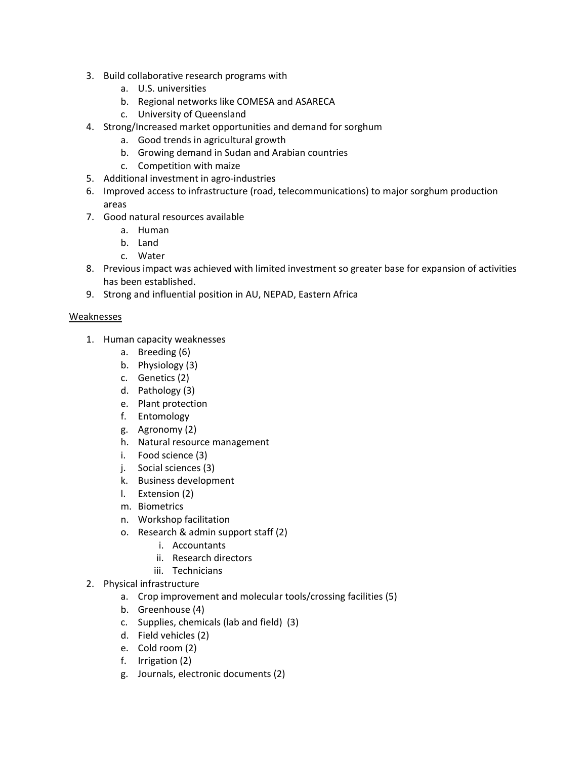3. Build collaborative research programs with
    a. U.S. universities
    b. Regional networks like COMESA and ASARECA
    c. University of Queensland
4. Strong/Increased market opportunities and demand for sorghum
    a. Good trends in agricultural growth
    b. Growing demand in Sudan and Arabian countries
    c. Competition with maize
5. Additional investment in agro-industries
6. Improved access to infrastructure (road, telecommunications) to major sorghum production areas
7. Good natural resources available
    a. Human
    b. Land
    c. Water
8. Previous impact was achieved with limited investment so greater base for expansion of activities has been established.
9. Strong and influential position in AU, NEPAD, Eastern Africa

<u>Weaknesses</u>

1. Human capacity weaknesses
    a. Breeding (6)
    b. Physiology (3)
    c. Genetics (2)
    d. Pathology (3)
    e. Plant protection
    f. Entomology
    g. Agronomy (2)
    h. Natural resource management
    i. Food science (3)
    j. Social sciences (3)
    k. Business development
    l. Extension (2)
    m. Biometrics
    n. Workshop facilitation
    o. Research & admin support staff (2)
        i. Accountants
        ii. Research directors
        iii. Technicians
2. Physical infrastructure
    a. Crop improvement and molecular tools/crossing facilities (5)
    b. Greenhouse (4)
    c. Supplies, chemicals (lab and field) (3)
    d. Field vehicles (2)
    e. Cold room (2)
    f. Irrigation (2)
    g. Journals, electronic documents (2)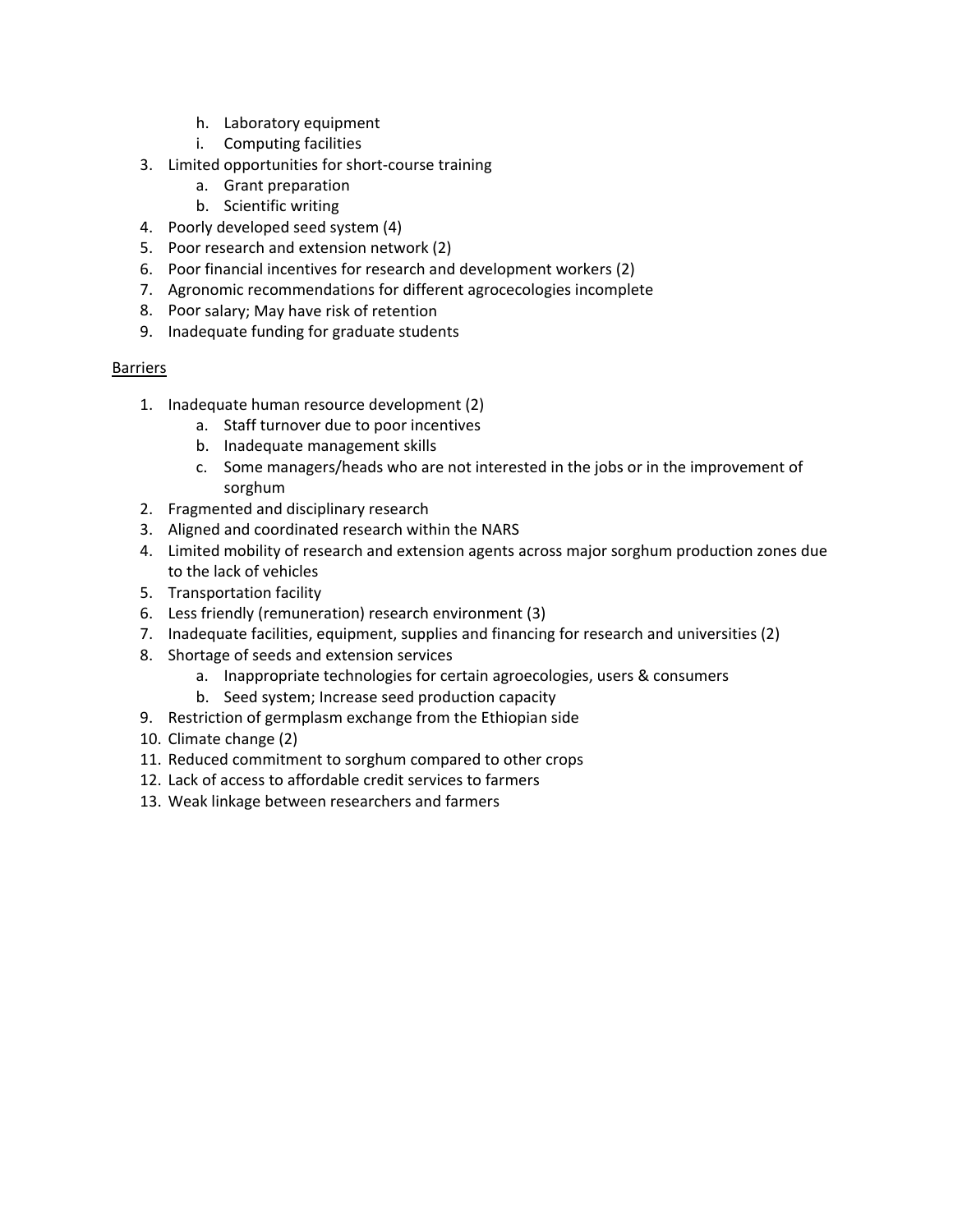h. Laboratory equipment
   i. Computing facilities

3. Limited opportunities for short-course training
   a. Grant preparation
   b. Scientific writing
4. Poorly developed seed system (4)
5. Poor research and extension network (2)
6. Poor financial incentives for research and development workers (2)
7. Agronomic recommendations for different agrocecologies incomplete
8. Poor salary; May have risk of retention
9. Inadequate funding for graduate students

<u>Barriers</u>

1. Inadequate human resource development (2)
   a. Staff turnover due to poor incentives
   b. Inadequate management skills
   c. Some managers/heads who are not interested in the jobs or in the improvement of sorghum
2. Fragmented and disciplinary research
3. Aligned and coordinated research within the NARS
4. Limited mobility of research and extension agents across major sorghum production zones due to the lack of vehicles
5. Transportation facility
6. Less friendly (remuneration) research environment (3)
7. Inadequate facilities, equipment, supplies and financing for research and universities (2)
8. Shortage of seeds and extension services
   a. Inappropriate technologies for certain agroecologies, users & consumers
   b. Seed system; Increase seed production capacity
9. Restriction of germplasm exchange from the Ethiopian side
10. Climate change (2)
11. Reduced commitment to sorghum compared to other crops
12. Lack of access to affordable credit services to farmers
13. Weak linkage between researchers and farmers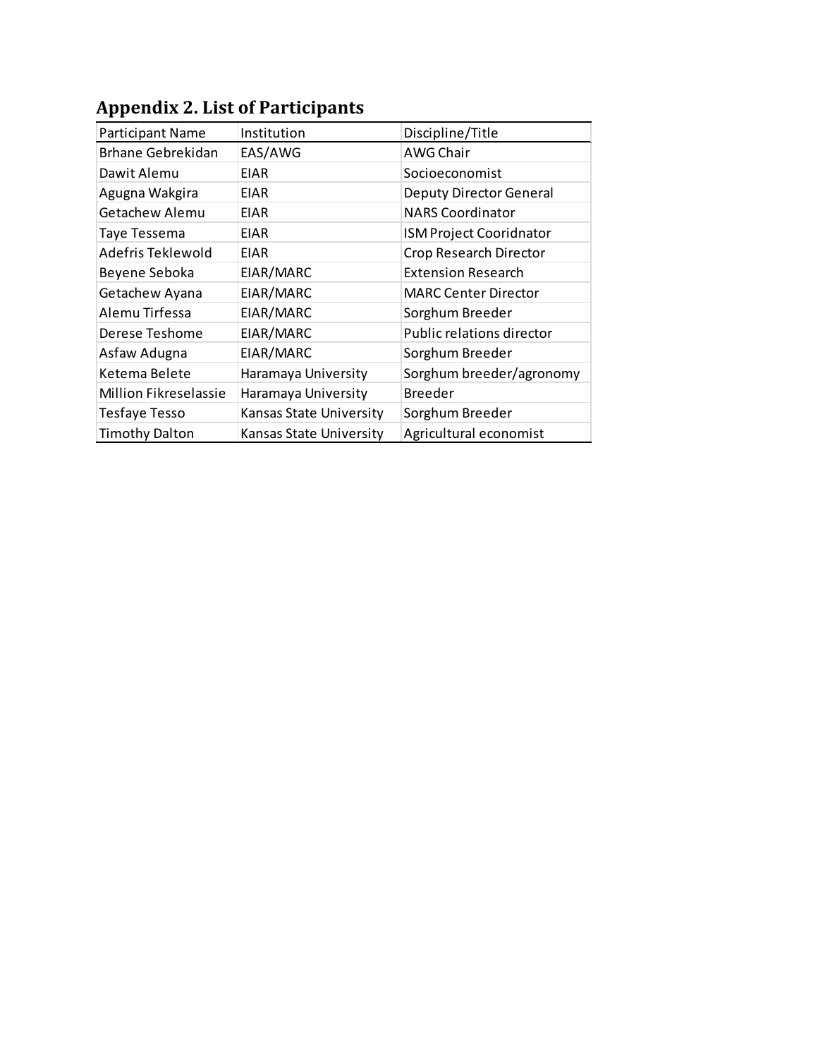## Appendix 2. List of Participants

| Participant Name | Institution | Discipline/Title |
|---|---|---|
| Brhane Gebrekidan | EAS/AWG | AWG Chair |
| Dawit Alemu | EIAR | Socioeconomist |
| Agugna Wakgira | EIAR | Deputy Director General |
| Getachew Alemu | EIAR | NARS Coordinator |
| Taye Tessema | EIAR | ISM Project Cooridnator |
| Adefris Teklewold | EIAR | Crop Research Director |
| Beyene Seboka | EIAR/MARC | Extension Research |
| Getachew Ayana | EIAR/MARC | MARC Center Director |
| Alemu Tirfessa | EIAR/MARC | Sorghum Breeder |
| Derese Teshome | EIAR/MARC | Public relations director |
| Asfaw Adugna | EIAR/MARC | Sorghum Breeder |
| Ketema Belete | Haramaya University | Sorghum breeder/agronomy |
| Million Fikreselassie | Haramaya University | Breeder |
| Tesfaye Tesso | Kansas State University | Sorghum Breeder |
| Timothy Dalton | Kansas State University | Agricultural economist |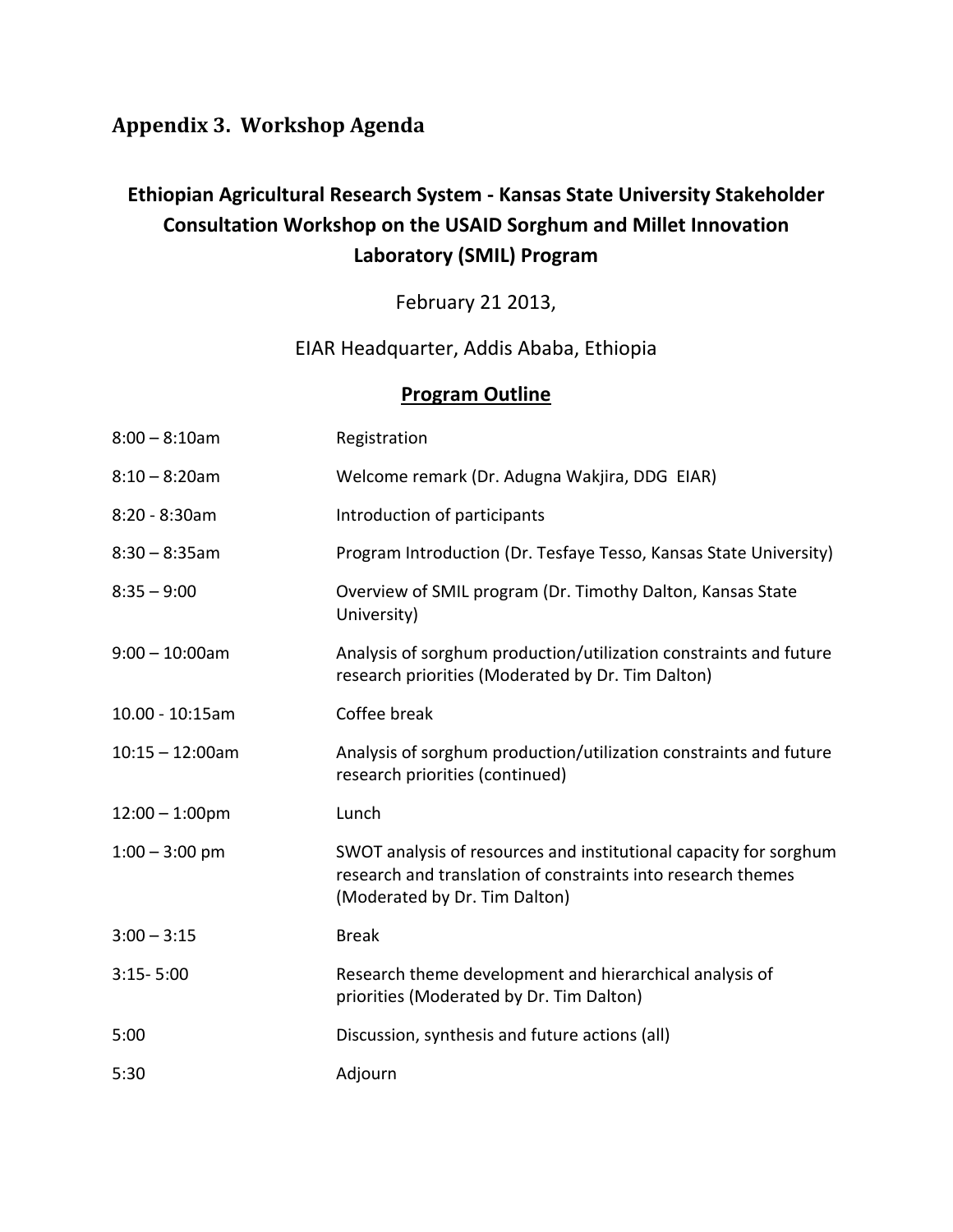## Appendix 3. Workshop Agenda

### Ethiopian Agricultural Research System - Kansas State University Stakeholder Consultation Workshop on the USAID Sorghum and Millet Innovation Laboratory (SMIL) Program

February 21 2013,

EIAR Headquarter, Addis Ababa, Ethiopia

**<u>Program Outline</u>**

| | |
|---|---|
| 8:00 – 8:10am | Registration |
| 8:10 – 8:20am | Welcome remark (Dr. Adugna Wakjira, DDG EIAR) |
| 8:20 - 8:30am | Introduction of participants |
| 8:30 – 8:35am | Program Introduction (Dr. Tesfaye Tesso, Kansas State University) |
| 8:35 – 9:00 | Overview of SMIL program (Dr. Timothy Dalton, Kansas State University) |
| 9:00 – 10:00am | Analysis of sorghum production/utilization constraints and future research priorities (Moderated by Dr. Tim Dalton) |
| 10.00 - 10:15am | Coffee break |
| 10:15 – 12:00am | Analysis of sorghum production/utilization constraints and future research priorities (continued) |
| 12:00 – 1:00pm | Lunch |
| 1:00 – 3:00 pm | SWOT analysis of resources and institutional capacity for sorghum research and translation of constraints into research themes (Moderated by Dr. Tim Dalton) |
| 3:00 – 3:15 | Break |
| 3:15- 5:00 | Research theme development and hierarchical analysis of priorities (Moderated by Dr. Tim Dalton) |
| 5:00 | Discussion, synthesis and future actions (all) |
| 5:30 | Adjourn |